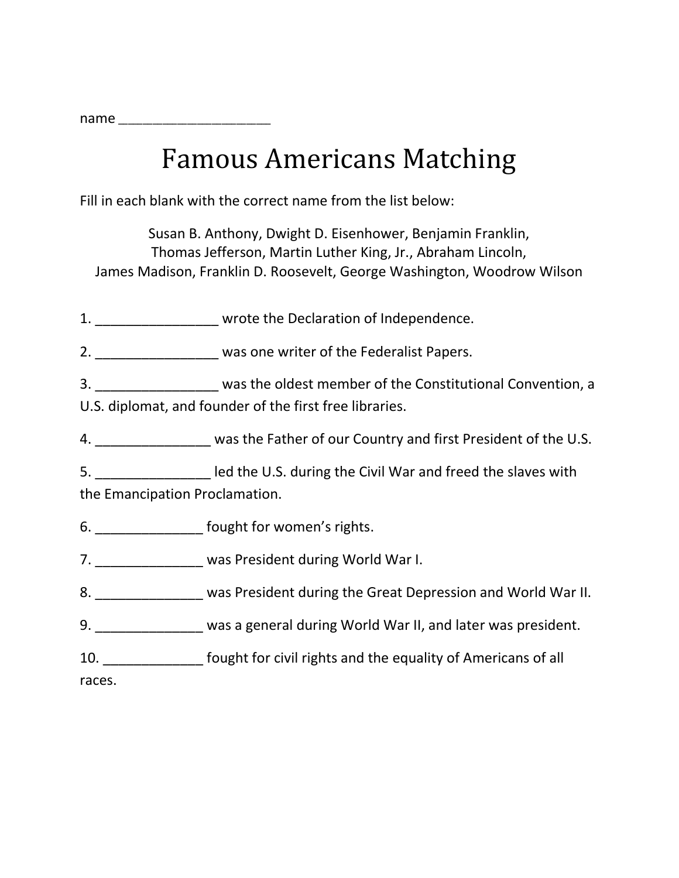name ____________________

# Famous Americans Matching

Fill in each blank with the correct name from the list below:

Susan B. Anthony, Dwight D. Eisenhower, Benjamin Franklin,
Thomas Jefferson, Martin Luther King, Jr., Abraham Lincoln,
James Madison, Franklin D. Roosevelt, George Washington, Woodrow Wilson

1. ________________ wrote the Declaration of Independence.

2. ________________ was one writer of the Federalist Papers.

3. ________________ was the oldest member of the Constitutional Convention, a U.S. diplomat, and founder of the first free libraries.

4. _______________ was the Father of our Country and first President of the U.S.

5. _______________ led the U.S. during the Civil War and freed the slaves with the Emancipation Proclamation.

6. ______________ fought for women's rights.

7. ______________ was President during World War I.

8. ______________ was President during the Great Depression and World War II.

9. ______________ was a general during World War II, and later was president.

10. _____________ fought for civil rights and the equality of Americans of all races.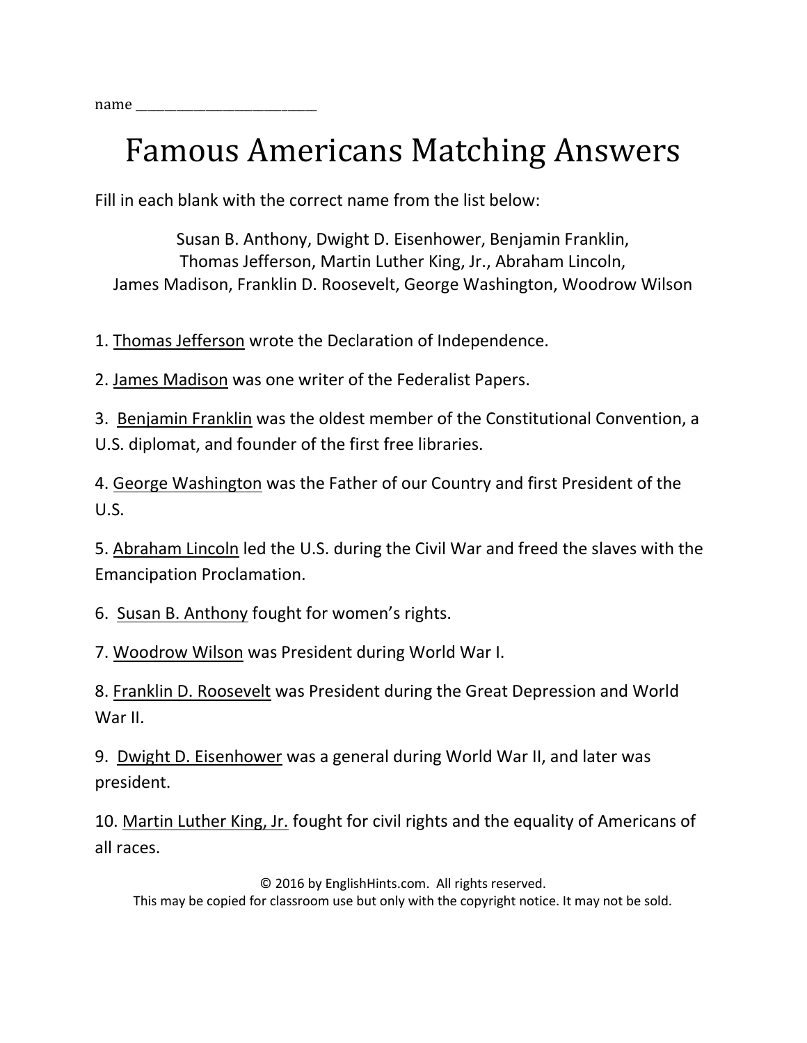name ___________________________

# Famous Americans Matching Answers

Fill in each blank with the correct name from the list below:

Susan B. Anthony, Dwight D. Eisenhower, Benjamin Franklin, Thomas Jefferson, Martin Luther King, Jr., Abraham Lincoln, James Madison, Franklin D. Roosevelt, George Washington, Woodrow Wilson

1. <u>Thomas Jefferson</u> wrote the Declaration of Independence.

2. <u>James Madison</u> was one writer of the Federalist Papers.

3. <u>Benjamin Franklin</u> was the oldest member of the Constitutional Convention, a U.S. diplomat, and founder of the first free libraries.

4. <u>George Washington</u> was the Father of our Country and first President of the U.S.

5. <u>Abraham Lincoln</u> led the U.S. during the Civil War and freed the slaves with the Emancipation Proclamation.

6. <u>Susan B. Anthony</u> fought for women's rights.

7. <u>Woodrow Wilson</u> was President during World War I.

8. <u>Franklin D. Roosevelt</u> was President during the Great Depression and World War II.

9. <u>Dwight D. Eisenhower</u> was a general during World War II, and later was president.

10. <u>Martin Luther King, Jr.</u> fought for civil rights and the equality of Americans of all races.

© 2016 by EnglishHints.com. All rights reserved.
This may be copied for classroom use but only with the copyright notice. It may not be sold.